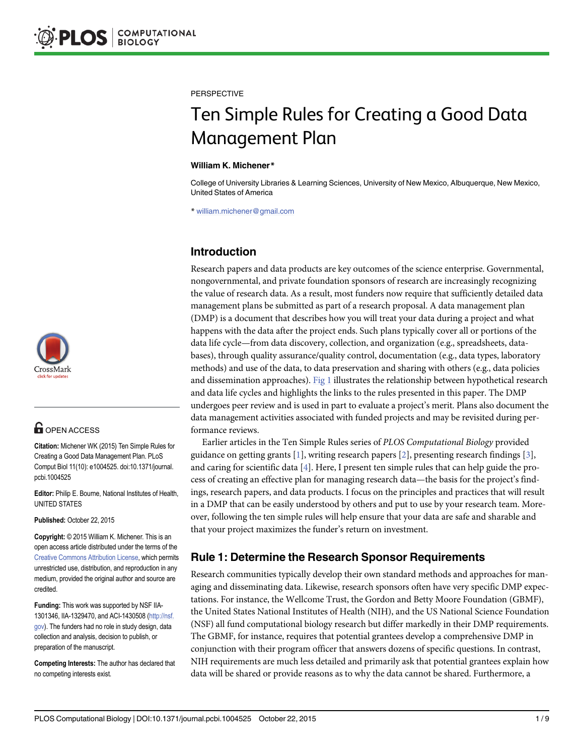PERSPECTIVE

# Ten Simple Rules for Creating a Good Data Management Plan

**William K. Michener***

College of University Libraries & Learning Sciences, University of New Mexico, Albuquerque, New Mexico, United States of America

* william.michener@gmail.com

OPEN ACCESS

**Citation:** Michener WK (2015) Ten Simple Rules for Creating a Good Data Management Plan. PLoS Comput Biol 11(10): e1004525. doi:10.1371/journal.pcbi.1004525

**Editor:** Philip E. Bourne, National Institutes of Health, UNITED STATES

**Published:** October 22, 2015

**Copyright:** © 2015 William K. Michener. This is an open access article distributed under the terms of the Creative Commons Attribution License, which permits unrestricted use, distribution, and reproduction in any medium, provided the original author and source are credited.

**Funding:** This work was supported by NSF IIA-1301346, IIA-1329470, and ACI-1430508 (http://nsf.gov). The funders had no role in study design, data collection and analysis, decision to publish, or preparation of the manuscript.

**Competing Interests:** The author has declared that no competing interests exist.

## Introduction

Research papers and data products are key outcomes of the science enterprise. Governmental, nongovernmental, and private foundation sponsors of research are increasingly recognizing the value of research data. As a result, most funders now require that sufficiently detailed data management plans be submitted as part of a research proposal. A data management plan (DMP) is a document that describes how you will treat your data during a project and what happens with the data after the project ends. Such plans typically cover all or portions of the data life cycle—from data discovery, collection, and organization (e.g., spreadsheets, databases), through quality assurance/quality control, documentation (e.g., data types, laboratory methods) and use of the data, to data preservation and sharing with others (e.g., data policies and dissemination approaches). Fig 1 illustrates the relationship between hypothetical research and data life cycles and highlights the links to the rules presented in this paper. The DMP undergoes peer review and is used in part to evaluate a project's merit. Plans also document the data management activities associated with funded projects and may be revisited during performance reviews.

Earlier articles in the Ten Simple Rules series of *PLOS Computational Biology* provided guidance on getting grants [1], writing research papers [2], presenting research findings [3], and caring for scientific data [4]. Here, I present ten simple rules that can help guide the process of creating an effective plan for managing research data—the basis for the project's findings, research papers, and data products. I focus on the principles and practices that will result in a DMP that can be easily understood by others and put to use by your research team. Moreover, following the ten simple rules will help ensure that your data are safe and sharable and that your project maximizes the funder's return on investment.

## Rule 1: Determine the Research Sponsor Requirements

Research communities typically develop their own standard methods and approaches for managing and disseminating data. Likewise, research sponsors often have very specific DMP expectations. For instance, the Wellcome Trust, the Gordon and Betty Moore Foundation (GBMF), the United States National Institutes of Health (NIH), and the US National Science Foundation (NSF) all fund computational biology research but differ markedly in their DMP requirements. The GBMF, for instance, requires that potential grantees develop a comprehensive DMP in conjunction with their program officer that answers dozens of specific questions. In contrast, NIH requirements are much less detailed and primarily ask that potential grantees explain how data will be shared or provide reasons as to why the data cannot be shared. Furthermore, a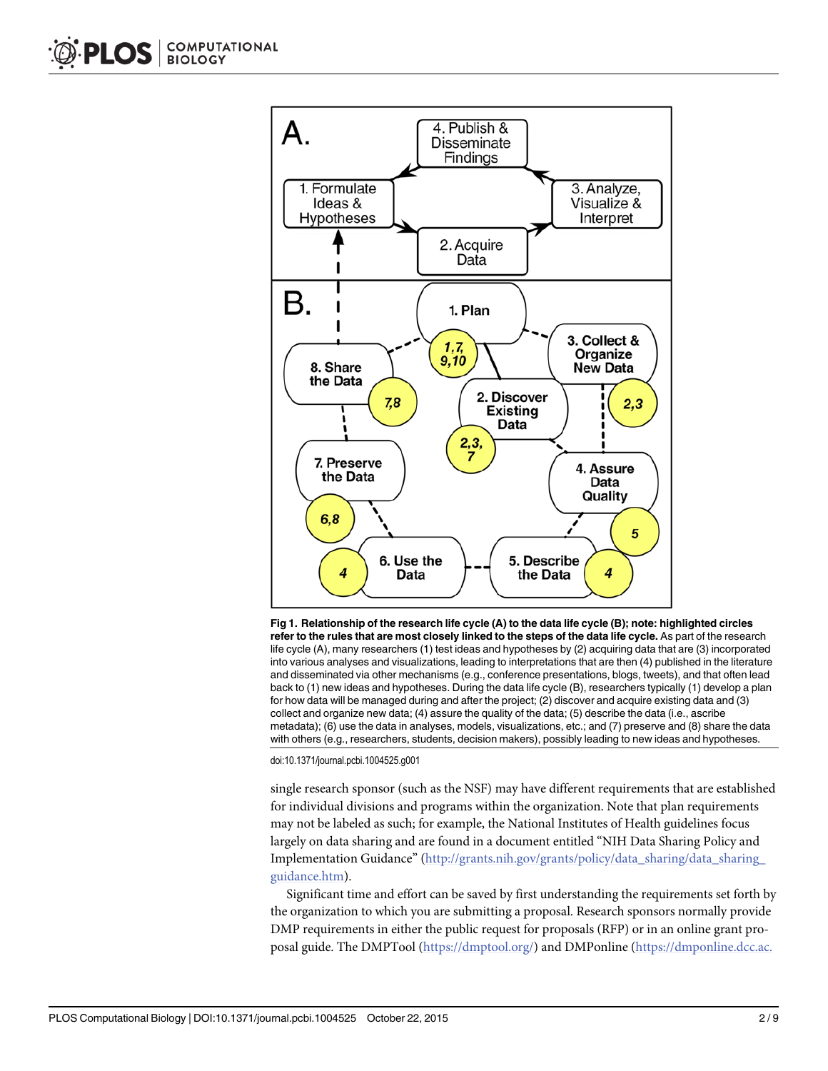**Fig 1. Relationship of the research life cycle (A) to the data life cycle (B); note: highlighted circles refer to the rules that are most closely linked to the steps of the data life cycle.** As part of the research life cycle (A), many researchers (1) test ideas and hypotheses by (2) acquiring data that are (3) incorporated into various analyses and visualizations, leading to interpretations that are then (4) published in the literature and disseminated via other mechanisms (e.g., conference presentations, blogs, tweets), and that often lead back to (1) new ideas and hypotheses. During the data life cycle (B), researchers typically (1) develop a plan for how data will be managed during and after the project; (2) discover and acquire existing data and (3) collect and organize new data; (4) assure the quality of the data; (5) describe the data (i.e., ascribe metadata); (6) use the data in analyses, models, visualizations, etc.; and (7) preserve and (8) share the data with others (e.g., researchers, students, decision makers), possibly leading to new ideas and hypotheses.

doi:10.1371/journal.pcbi.1004525.g001

single research sponsor (such as the NSF) may have different requirements that are established for individual divisions and programs within the organization. Note that plan requirements may not be labeled as such; for example, the National Institutes of Health guidelines focus largely on data sharing and are found in a document entitled "NIH Data Sharing Policy and Implementation Guidance" (http://grants.nih.gov/grants/policy/data_sharing/data_sharing_guidance.htm).

Significant time and effort can be saved by first understanding the requirements set forth by the organization to which you are submitting a proposal. Research sponsors normally provide DMP requirements in either the public request for proposals (RFP) or in an online grant proposal guide. The DMPTool (https://dmptool.org/) and DMPonline (https://dmponline.dcc.ac.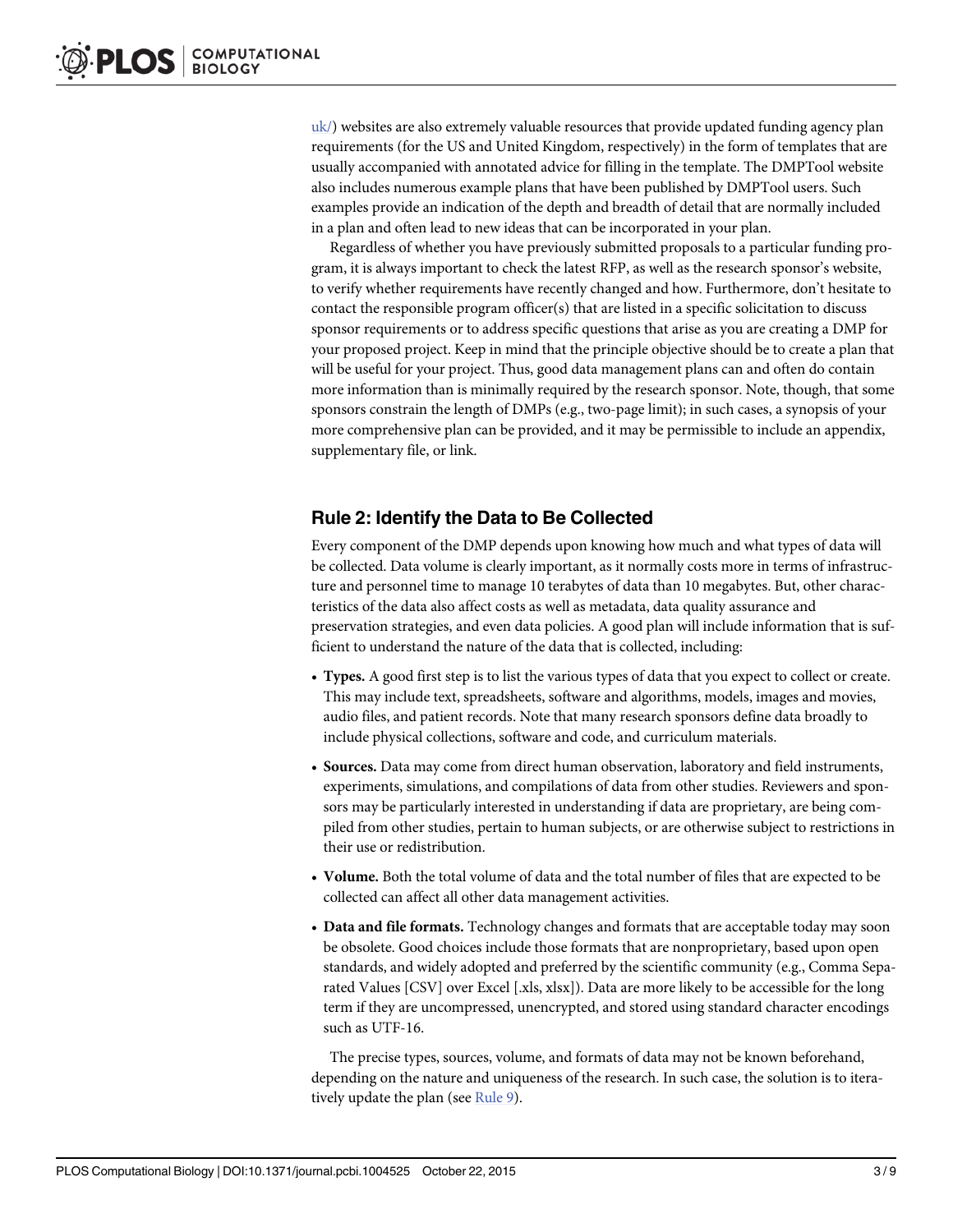uk/) websites are also extremely valuable resources that provide updated funding agency plan requirements (for the US and United Kingdom, respectively) in the form of templates that are usually accompanied with annotated advice for filling in the template. The DMPTool website also includes numerous example plans that have been published by DMPTool users. Such examples provide an indication of the depth and breadth of detail that are normally included in a plan and often lead to new ideas that can be incorporated in your plan.

Regardless of whether you have previously submitted proposals to a particular funding program, it is always important to check the latest RFP, as well as the research sponsor's website, to verify whether requirements have recently changed and how. Furthermore, don't hesitate to contact the responsible program officer(s) that are listed in a specific solicitation to discuss sponsor requirements or to address specific questions that arise as you are creating a DMP for your proposed project. Keep in mind that the principle objective should be to create a plan that will be useful for your project. Thus, good data management plans can and often do contain more information than is minimally required by the research sponsor. Note, though, that some sponsors constrain the length of DMPs (e.g., two-page limit); in such cases, a synopsis of your more comprehensive plan can be provided, and it may be permissible to include an appendix, supplementary file, or link.

## Rule 2: Identify the Data to Be Collected

Every component of the DMP depends upon knowing how much and what types of data will be collected. Data volume is clearly important, as it normally costs more in terms of infrastructure and personnel time to manage 10 terabytes of data than 10 megabytes. But, other characteristics of the data also affect costs as well as metadata, data quality assurance and preservation strategies, and even data policies. A good plan will include information that is sufficient to understand the nature of the data that is collected, including:

- **Types.** A good first step is to list the various types of data that you expect to collect or create. This may include text, spreadsheets, software and algorithms, models, images and movies, audio files, and patient records. Note that many research sponsors define data broadly to include physical collections, software and code, and curriculum materials.
- **Sources.** Data may come from direct human observation, laboratory and field instruments, experiments, simulations, and compilations of data from other studies. Reviewers and sponsors may be particularly interested in understanding if data are proprietary, are being compiled from other studies, pertain to human subjects, or are otherwise subject to restrictions in their use or redistribution.
- **Volume.** Both the total volume of data and the total number of files that are expected to be collected can affect all other data management activities.
- **Data and file formats.** Technology changes and formats that are acceptable today may soon be obsolete. Good choices include those formats that are nonproprietary, based upon open standards, and widely adopted and preferred by the scientific community (e.g., Comma Separated Values [CSV] over Excel [.xls, xlsx]). Data are more likely to be accessible for the long term if they are uncompressed, unencrypted, and stored using standard character encodings such as UTF-16.

The precise types, sources, volume, and formats of data may not be known beforehand, depending on the nature and uniqueness of the research. In such case, the solution is to iteratively update the plan (see Rule 9).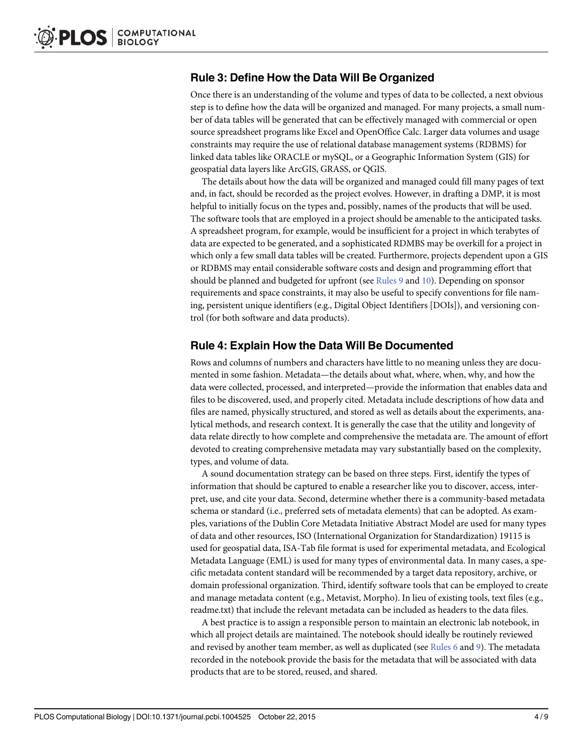## Rule 3: Define How the Data Will Be Organized

Once there is an understanding of the volume and types of data to be collected, a next obvious step is to define how the data will be organized and managed. For many projects, a small number of data tables will be generated that can be effectively managed with commercial or open source spreadsheet programs like Excel and OpenOffice Calc. Larger data volumes and usage constraints may require the use of relational database management systems (RDBMS) for linked data tables like ORACLE or mySQL, or a Geographic Information System (GIS) for geospatial data layers like ArcGIS, GRASS, or QGIS.

The details about how the data will be organized and managed could fill many pages of text and, in fact, should be recorded as the project evolves. However, in drafting a DMP, it is most helpful to initially focus on the types and, possibly, names of the products that will be used. The software tools that are employed in a project should be amenable to the anticipated tasks. A spreadsheet program, for example, would be insufficient for a project in which terabytes of data are expected to be generated, and a sophisticated RDMBS may be overkill for a project in which only a few small data tables will be created. Furthermore, projects dependent upon a GIS or RDBMS may entail considerable software costs and design and programming effort that should be planned and budgeted for upfront (see Rules 9 and 10). Depending on sponsor requirements and space constraints, it may also be useful to specify conventions for file naming, persistent unique identifiers (e.g., Digital Object Identifiers [DOIs]), and versioning control (for both software and data products).

## Rule 4: Explain How the Data Will Be Documented

Rows and columns of numbers and characters have little to no meaning unless they are documented in some fashion. Metadata—the details about what, where, when, why, and how the data were collected, processed, and interpreted—provide the information that enables data and files to be discovered, used, and properly cited. Metadata include descriptions of how data and files are named, physically structured, and stored as well as details about the experiments, analytical methods, and research context. It is generally the case that the utility and longevity of data relate directly to how complete and comprehensive the metadata are. The amount of effort devoted to creating comprehensive metadata may vary substantially based on the complexity, types, and volume of data.

A sound documentation strategy can be based on three steps. First, identify the types of information that should be captured to enable a researcher like you to discover, access, interpret, use, and cite your data. Second, determine whether there is a community-based metadata schema or standard (i.e., preferred sets of metadata elements) that can be adopted. As examples, variations of the Dublin Core Metadata Initiative Abstract Model are used for many types of data and other resources, ISO (International Organization for Standardization) 19115 is used for geospatial data, ISA-Tab file format is used for experimental metadata, and Ecological Metadata Language (EML) is used for many types of environmental data. In many cases, a specific metadata content standard will be recommended by a target data repository, archive, or domain professional organization. Third, identify software tools that can be employed to create and manage metadata content (e.g., Metavist, Morpho). In lieu of existing tools, text files (e.g., readme.txt) that include the relevant metadata can be included as headers to the data files.

A best practice is to assign a responsible person to maintain an electronic lab notebook, in which all project details are maintained. The notebook should ideally be routinely reviewed and revised by another team member, as well as duplicated (see Rules 6 and 9). The metadata recorded in the notebook provide the basis for the metadata that will be associated with data products that are to be stored, reused, and shared.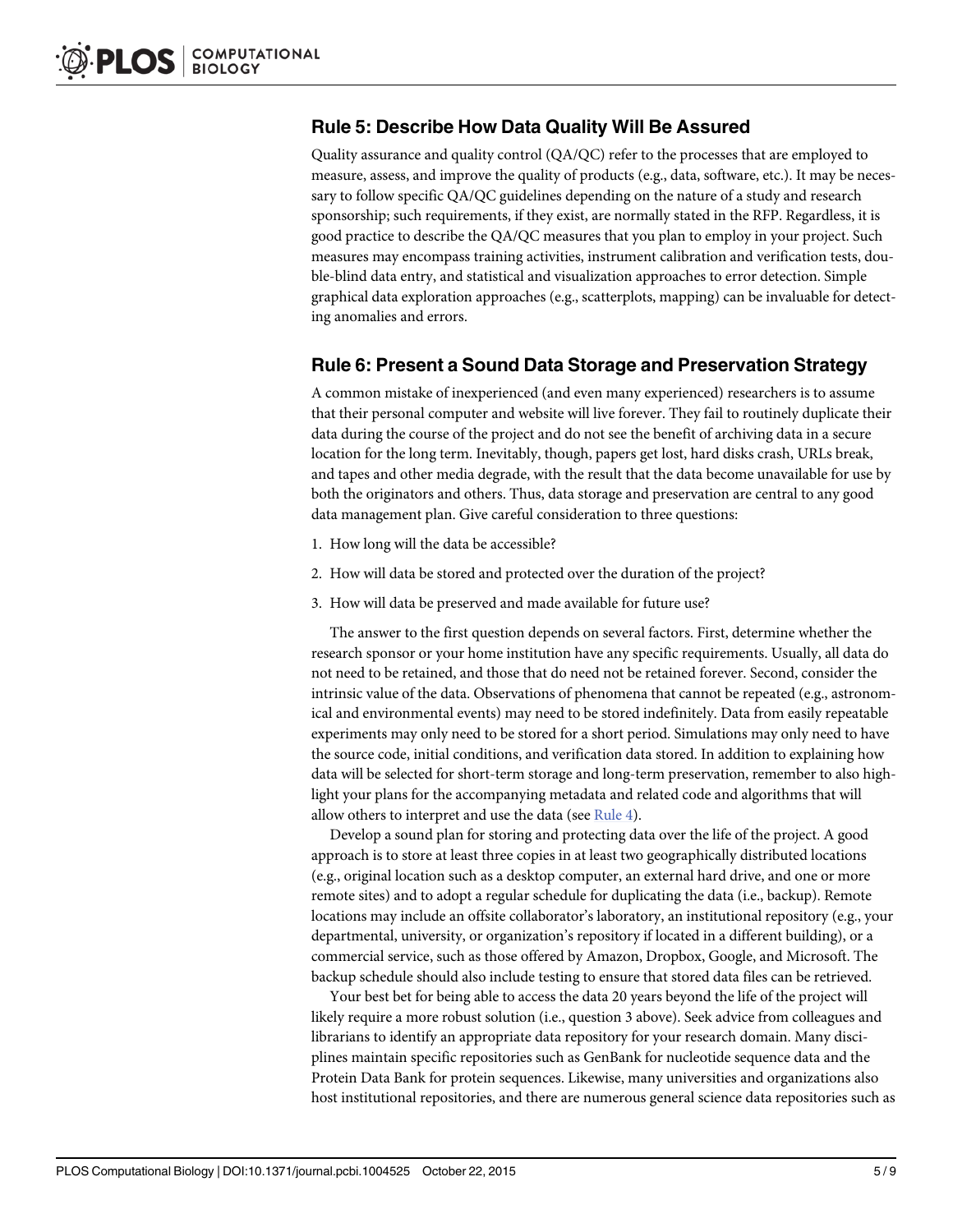## Rule 5: Describe How Data Quality Will Be Assured

Quality assurance and quality control (QA/QC) refer to the processes that are employed to measure, assess, and improve the quality of products (e.g., data, software, etc.). It may be necessary to follow specific QA/QC guidelines depending on the nature of a study and research sponsorship; such requirements, if they exist, are normally stated in the RFP. Regardless, it is good practice to describe the QA/QC measures that you plan to employ in your project. Such measures may encompass training activities, instrument calibration and verification tests, double-blind data entry, and statistical and visualization approaches to error detection. Simple graphical data exploration approaches (e.g., scatterplots, mapping) can be invaluable for detecting anomalies and errors.

## Rule 6: Present a Sound Data Storage and Preservation Strategy

A common mistake of inexperienced (and even many experienced) researchers is to assume that their personal computer and website will live forever. They fail to routinely duplicate their data during the course of the project and do not see the benefit of archiving data in a secure location for the long term. Inevitably, though, papers get lost, hard disks crash, URLs break, and tapes and other media degrade, with the result that the data become unavailable for use by both the originators and others. Thus, data storage and preservation are central to any good data management plan. Give careful consideration to three questions:

1. How long will the data be accessible?
2. How will data be stored and protected over the duration of the project?
3. How will data be preserved and made available for future use?

The answer to the first question depends on several factors. First, determine whether the research sponsor or your home institution have any specific requirements. Usually, all data do not need to be retained, and those that do need not be retained forever. Second, consider the intrinsic value of the data. Observations of phenomena that cannot be repeated (e.g., astronomical and environmental events) may need to be stored indefinitely. Data from easily repeatable experiments may only need to be stored for a short period. Simulations may only need to have the source code, initial conditions, and verification data stored. In addition to explaining how data will be selected for short-term storage and long-term preservation, remember to also highlight your plans for the accompanying metadata and related code and algorithms that will allow others to interpret and use the data (see Rule 4).

Develop a sound plan for storing and protecting data over the life of the project. A good approach is to store at least three copies in at least two geographically distributed locations (e.g., original location such as a desktop computer, an external hard drive, and one or more remote sites) and to adopt a regular schedule for duplicating the data (i.e., backup). Remote locations may include an offsite collaborator's laboratory, an institutional repository (e.g., your departmental, university, or organization's repository if located in a different building), or a commercial service, such as those offered by Amazon, Dropbox, Google, and Microsoft. The backup schedule should also include testing to ensure that stored data files can be retrieved.

Your best bet for being able to access the data 20 years beyond the life of the project will likely require a more robust solution (i.e., question 3 above). Seek advice from colleagues and librarians to identify an appropriate data repository for your research domain. Many disciplines maintain specific repositories such as GenBank for nucleotide sequence data and the Protein Data Bank for protein sequences. Likewise, many universities and organizations also host institutional repositories, and there are numerous general science data repositories such as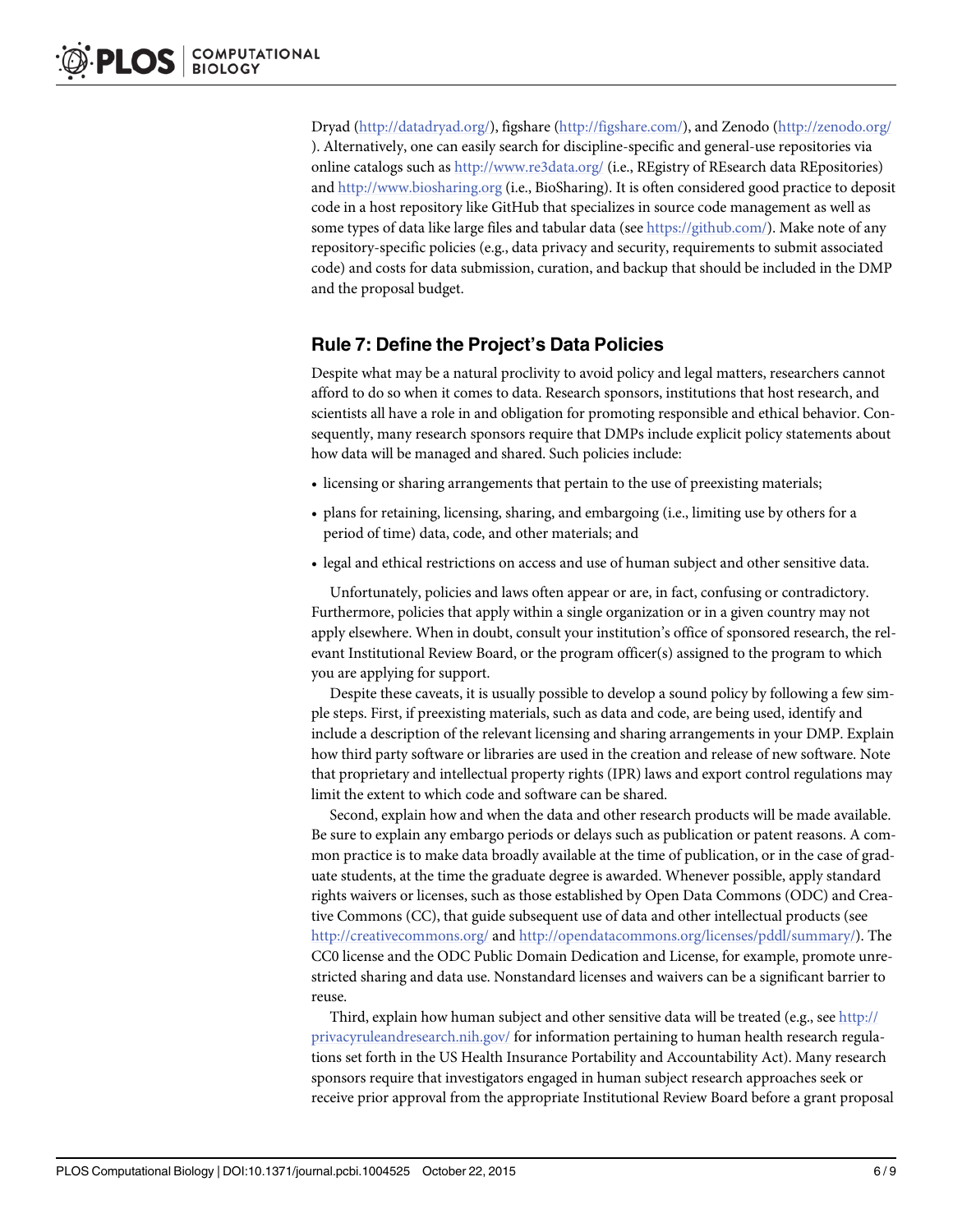Dryad (http://datadryad.org/), figshare (http://figshare.com/), and Zenodo (http://zenodo.org/). Alternatively, one can easily search for discipline-specific and general-use repositories via online catalogs such as http://www.re3data.org/ (i.e., REgistry of REsearch data REpositories) and http://www.biosharing.org (i.e., BioSharing). It is often considered good practice to deposit code in a host repository like GitHub that specializes in source code management as well as some types of data like large files and tabular data (see https://github.com/). Make note of any repository-specific policies (e.g., data privacy and security, requirements to submit associated code) and costs for data submission, curation, and backup that should be included in the DMP and the proposal budget.

## Rule 7: Define the Project's Data Policies

Despite what may be a natural proclivity to avoid policy and legal matters, researchers cannot afford to do so when it comes to data. Research sponsors, institutions that host research, and scientists all have a role in and obligation for promoting responsible and ethical behavior. Consequently, many research sponsors require that DMPs include explicit policy statements about how data will be managed and shared. Such policies include:

- licensing or sharing arrangements that pertain to the use of preexisting materials;
- plans for retaining, licensing, sharing, and embargoing (i.e., limiting use by others for a period of time) data, code, and other materials; and
- legal and ethical restrictions on access and use of human subject and other sensitive data.

Unfortunately, policies and laws often appear or are, in fact, confusing or contradictory. Furthermore, policies that apply within a single organization or in a given country may not apply elsewhere. When in doubt, consult your institution's office of sponsored research, the relevant Institutional Review Board, or the program officer(s) assigned to the program to which you are applying for support.

Despite these caveats, it is usually possible to develop a sound policy by following a few simple steps. First, if preexisting materials, such as data and code, are being used, identify and include a description of the relevant licensing and sharing arrangements in your DMP. Explain how third party software or libraries are used in the creation and release of new software. Note that proprietary and intellectual property rights (IPR) laws and export control regulations may limit the extent to which code and software can be shared.

Second, explain how and when the data and other research products will be made available. Be sure to explain any embargo periods or delays such as publication or patent reasons. A common practice is to make data broadly available at the time of publication, or in the case of graduate students, at the time the graduate degree is awarded. Whenever possible, apply standard rights waivers or licenses, such as those established by Open Data Commons (ODC) and Creative Commons (CC), that guide subsequent use of data and other intellectual products (see http://creativecommons.org/ and http://opendatacommons.org/licenses/pddl/summary/). The CC0 license and the ODC Public Domain Dedication and License, for example, promote unrestricted sharing and data use. Nonstandard licenses and waivers can be a significant barrier to reuse.

Third, explain how human subject and other sensitive data will be treated (e.g., see http://privacyruleandresearch.nih.gov/ for information pertaining to human health research regulations set forth in the US Health Insurance Portability and Accountability Act). Many research sponsors require that investigators engaged in human subject research approaches seek or receive prior approval from the appropriate Institutional Review Board before a grant proposal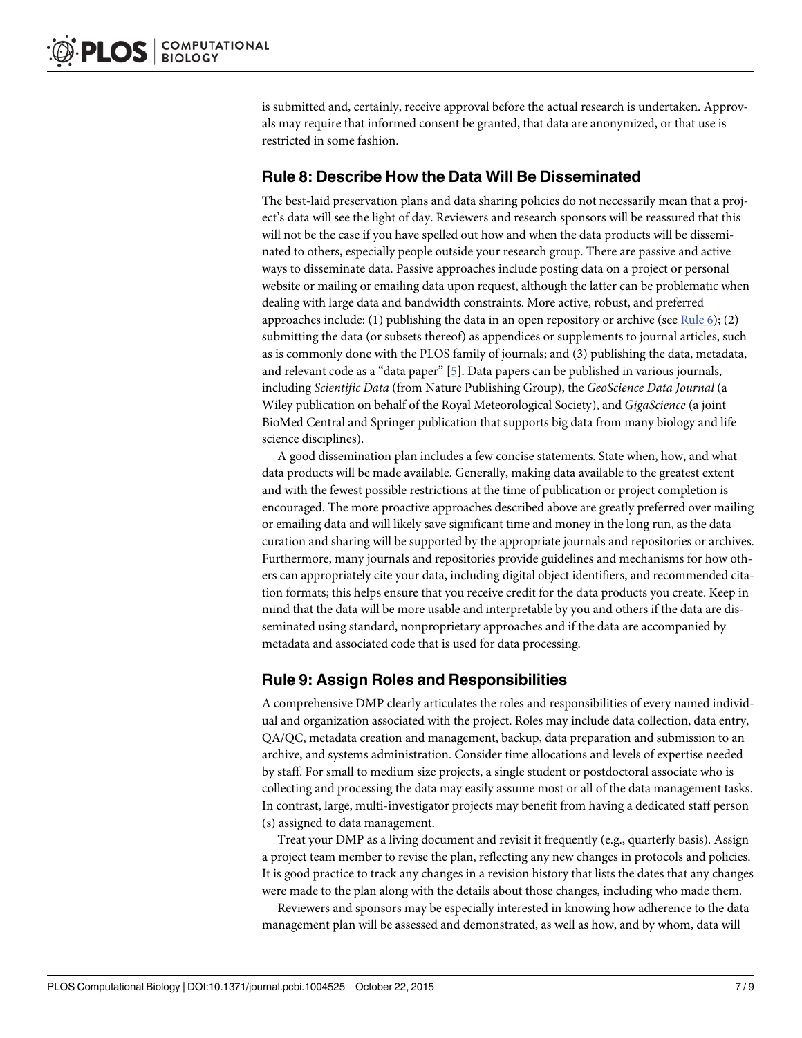is submitted and, certainly, receive approval before the actual research is undertaken. Approvals may require that informed consent be granted, that data are anonymized, or that use is restricted in some fashion.

## Rule 8: Describe How the Data Will Be Disseminated

The best-laid preservation plans and data sharing policies do not necessarily mean that a project's data will see the light of day. Reviewers and research sponsors will be reassured that this will not be the case if you have spelled out how and when the data products will be disseminated to others, especially people outside your research group. There are passive and active ways to disseminate data. Passive approaches include posting data on a project or personal website or mailing or emailing data upon request, although the latter can be problematic when dealing with large data and bandwidth constraints. More active, robust, and preferred approaches include: (1) publishing the data in an open repository or archive (see Rule 6); (2) submitting the data (or subsets thereof) as appendices or supplements to journal articles, such as is commonly done with the PLOS family of journals; and (3) publishing the data, metadata, and relevant code as a "data paper" [5]. Data papers can be published in various journals, including *Scientific Data* (from Nature Publishing Group), the *GeoScience Data Journal* (a Wiley publication on behalf of the Royal Meteorological Society), and *GigaScience* (a joint BioMed Central and Springer publication that supports big data from many biology and life science disciplines).

A good dissemination plan includes a few concise statements. State when, how, and what data products will be made available. Generally, making data available to the greatest extent and with the fewest possible restrictions at the time of publication or project completion is encouraged. The more proactive approaches described above are greatly preferred over mailing or emailing data and will likely save significant time and money in the long run, as the data curation and sharing will be supported by the appropriate journals and repositories or archives. Furthermore, many journals and repositories provide guidelines and mechanisms for how others can appropriately cite your data, including digital object identifiers, and recommended citation formats; this helps ensure that you receive credit for the data products you create. Keep in mind that the data will be more usable and interpretable by you and others if the data are disseminated using standard, nonproprietary approaches and if the data are accompanied by metadata and associated code that is used for data processing.

## Rule 9: Assign Roles and Responsibilities

A comprehensive DMP clearly articulates the roles and responsibilities of every named individual and organization associated with the project. Roles may include data collection, data entry, QA/QC, metadata creation and management, backup, data preparation and submission to an archive, and systems administration. Consider time allocations and levels of expertise needed by staff. For small to medium size projects, a single student or postdoctoral associate who is collecting and processing the data may easily assume most or all of the data management tasks. In contrast, large, multi-investigator projects may benefit from having a dedicated staff person (s) assigned to data management.

Treat your DMP as a living document and revisit it frequently (e.g., quarterly basis). Assign a project team member to revise the plan, reflecting any new changes in protocols and policies. It is good practice to track any changes in a revision history that lists the dates that any changes were made to the plan along with the details about those changes, including who made them.

Reviewers and sponsors may be especially interested in knowing how adherence to the data management plan will be assessed and demonstrated, as well as how, and by whom, data will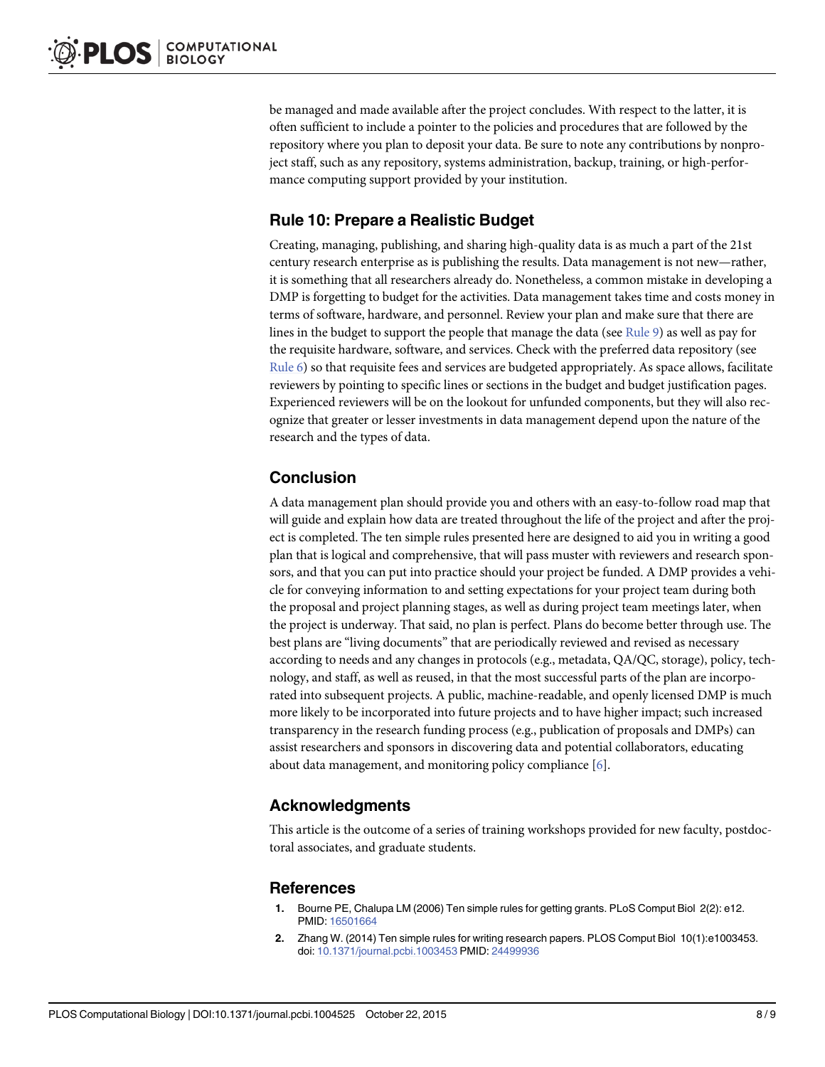be managed and made available after the project concludes. With respect to the latter, it is often sufficient to include a pointer to the policies and procedures that are followed by the repository where you plan to deposit your data. Be sure to note any contributions by nonproject staff, such as any repository, systems administration, backup, training, or high-performance computing support provided by your institution.

## Rule 10: Prepare a Realistic Budget

Creating, managing, publishing, and sharing high-quality data is as much a part of the 21st century research enterprise as is publishing the results. Data management is not new—rather, it is something that all researchers already do. Nonetheless, a common mistake in developing a DMP is forgetting to budget for the activities. Data management takes time and costs money in terms of software, hardware, and personnel. Review your plan and make sure that there are lines in the budget to support the people that manage the data (see Rule 9) as well as pay for the requisite hardware, software, and services. Check with the preferred data repository (see Rule 6) so that requisite fees and services are budgeted appropriately. As space allows, facilitate reviewers by pointing to specific lines or sections in the budget and budget justification pages. Experienced reviewers will be on the lookout for unfunded components, but they will also recognize that greater or lesser investments in data management depend upon the nature of the research and the types of data.

## Conclusion

A data management plan should provide you and others with an easy-to-follow road map that will guide and explain how data are treated throughout the life of the project and after the project is completed. The ten simple rules presented here are designed to aid you in writing a good plan that is logical and comprehensive, that will pass muster with reviewers and research sponsors, and that you can put into practice should your project be funded. A DMP provides a vehicle for conveying information to and setting expectations for your project team during both the proposal and project planning stages, as well as during project team meetings later, when the project is underway. That said, no plan is perfect. Plans do become better through use. The best plans are "living documents" that are periodically reviewed and revised as necessary according to needs and any changes in protocols (e.g., metadata, QA/QC, storage), policy, technology, and staff, as well as reused, in that the most successful parts of the plan are incorporated into subsequent projects. A public, machine-readable, and openly licensed DMP is much more likely to be incorporated into future projects and to have higher impact; such increased transparency in the research funding process (e.g., publication of proposals and DMPs) can assist researchers and sponsors in discovering data and potential collaborators, educating about data management, and monitoring policy compliance [6].

## Acknowledgments

This article is the outcome of a series of training workshops provided for new faculty, postdoctoral associates, and graduate students.

## References

1. Bourne PE, Chalupa LM (2006) Ten simple rules for getting grants. PLoS Comput Biol 2(2): e12. PMID: 16501664
2. Zhang W. (2014) Ten simple rules for writing research papers. PLOS Comput Biol 10(1):e1003453. doi: 10.1371/journal.pcbi.1003453 PMID: 24499936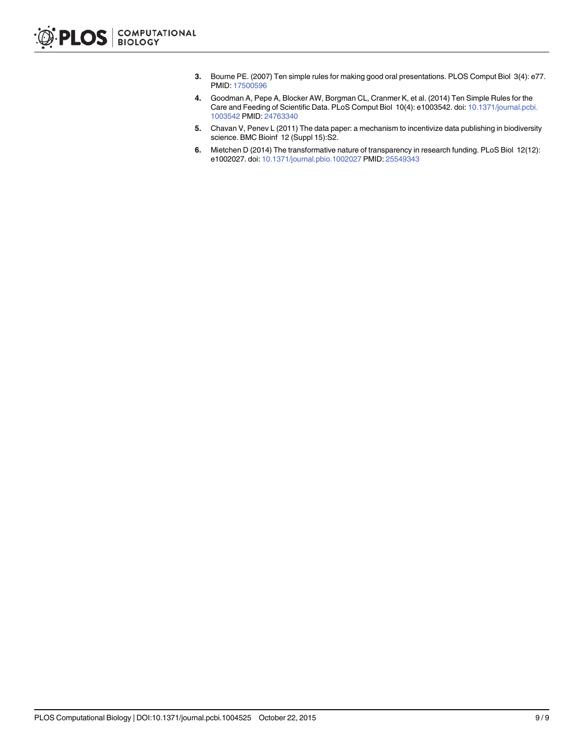3. Bourne PE. (2007) Ten simple rules for making good oral presentations. PLOS Comput Biol 3(4): e77. PMID: 17500596
4. Goodman A, Pepe A, Blocker AW, Borgman CL, Cranmer K, et al. (2014) Ten Simple Rules for the Care and Feeding of Scientific Data. PLoS Comput Biol 10(4): e1003542. doi: 10.1371/journal.pcbi.1003542 PMID: 24763340
5. Chavan V, Penev L (2011) The data paper: a mechanism to incentivize data publishing in biodiversity science. BMC Bioinf 12 (Suppl 15):S2.
6. Mietchen D (2014) The transformative nature of transparency in research funding. PLoS Biol 12(12): e1002027. doi: 10.1371/journal.pbio.1002027 PMID: 25549343